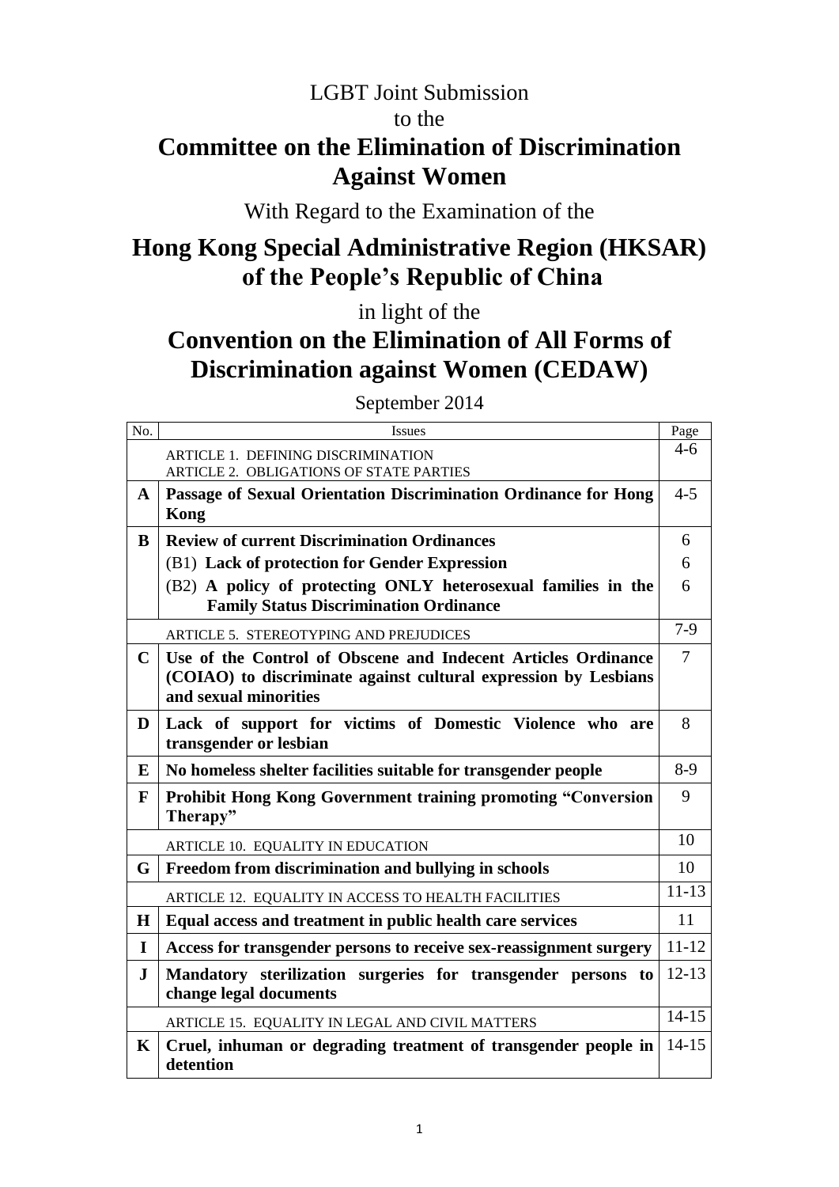LGBT Joint Submission

to the

# Committee on the Elimination of Discrimination Against Women

With Regard to the Examination of the

# Hong Kong Special Administrative Region (HKSAR) of the People's Republic of China

in light of the

# Convention on the Elimination of All Forms of Discrimination against Women (CEDAW)

September 2014

| No. | Issues | Page |
|---|---|---|
| | ARTICLE 1. DEFINING DISCRIMINATION<br>ARTICLE 2. OBLIGATIONS OF STATE PARTIES | 4-6 |
| **A** | **Passage of Sexual Orientation Discrimination Ordinance for Hong Kong** | 4-5 |
| **B** | **Review of current Discrimination Ordinances**<br>(B1) **Lack of protection for Gender Expression**<br>(B2) **A policy of protecting ONLY heterosexual families in the Family Status Discrimination Ordinance** | 6<br>6<br>6 |
| | ARTICLE 5. STEREOTYPING AND PREJUDICES | 7-9 |
| **C** | **Use of the Control of Obscene and Indecent Articles Ordinance (COIAO) to discriminate against cultural expression by Lesbians and sexual minorities** | 7 |
| **D** | **Lack of support for victims of Domestic Violence who are transgender or lesbian** | 8 |
| **E** | **No homeless shelter facilities suitable for transgender people** | 8-9 |
| **F** | **Prohibit Hong Kong Government training promoting "Conversion Therapy"** | 9 |
| | ARTICLE 10. EQUALITY IN EDUCATION | 10 |
| **G** | **Freedom from discrimination and bullying in schools** | 10 |
| | ARTICLE 12. EQUALITY IN ACCESS TO HEALTH FACILITIES | 11-13 |
| **H** | **Equal access and treatment in public health care services** | 11 |
| **I** | **Access for transgender persons to receive sex-reassignment surgery** | 11-12 |
| **J** | **Mandatory sterilization surgeries for transgender persons to change legal documents** | 12-13 |
| | ARTICLE 15. EQUALITY IN LEGAL AND CIVIL MATTERS | 14-15 |
| **K** | **Cruel, inhuman or degrading treatment of transgender people in detention** | 14-15 |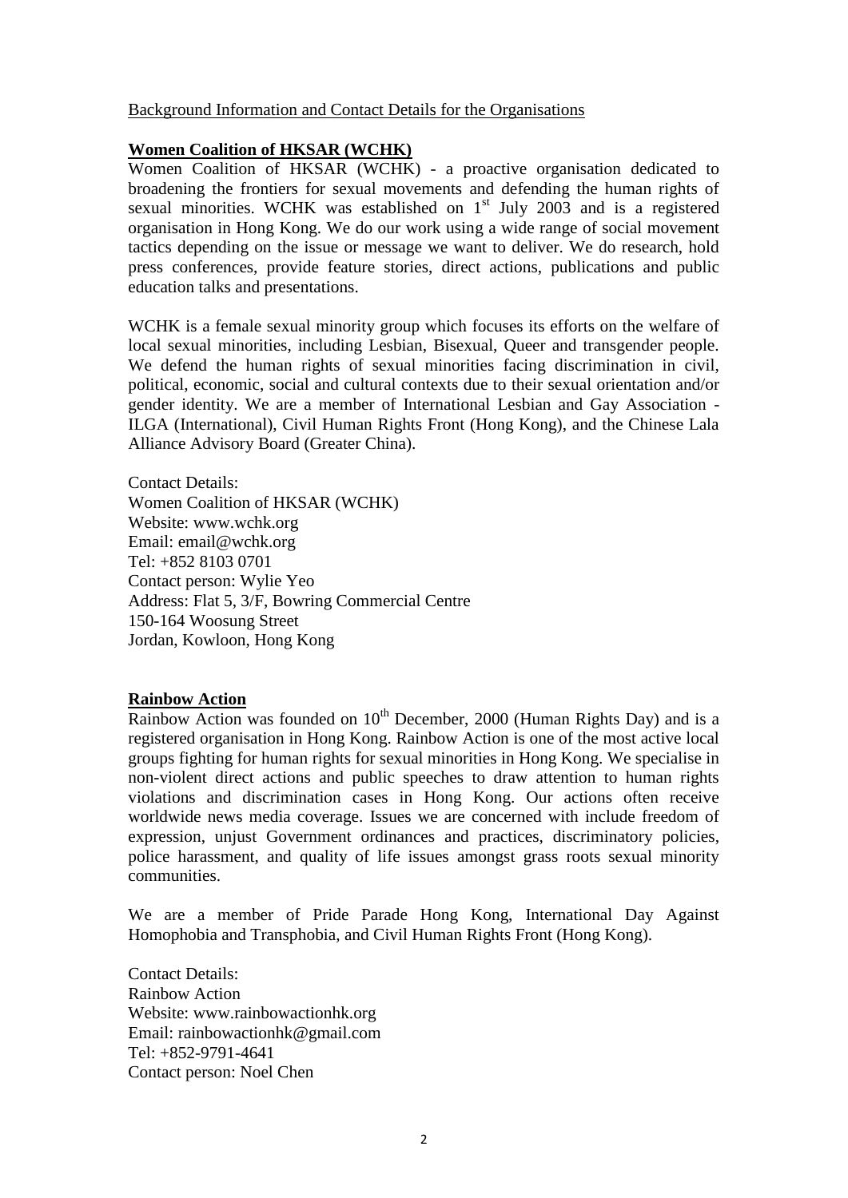Background Information and Contact Details for the Organisations

## Women Coalition of HKSAR (WCHK)

Women Coalition of HKSAR (WCHK) - a proactive organisation dedicated to broadening the frontiers for sexual movements and defending the human rights of sexual minorities. WCHK was established on 1st July 2003 and is a registered organisation in Hong Kong. We do our work using a wide range of social movement tactics depending on the issue or message we want to deliver. We do research, hold press conferences, provide feature stories, direct actions, publications and public education talks and presentations.

WCHK is a female sexual minority group which focuses its efforts on the welfare of local sexual minorities, including Lesbian, Bisexual, Queer and transgender people. We defend the human rights of sexual minorities facing discrimination in civil, political, economic, social and cultural contexts due to their sexual orientation and/or gender identity. We are a member of International Lesbian and Gay Association - ILGA (International), Civil Human Rights Front (Hong Kong), and the Chinese Lala Alliance Advisory Board (Greater China).

Contact Details:
Women Coalition of HKSAR (WCHK)
Website: www.wchk.org
Email: email@wchk.org
Tel: +852 8103 0701
Contact person: Wylie Yeo
Address: Flat 5, 3/F, Bowring Commercial Centre
150-164 Woosung Street
Jordan, Kowloon, Hong Kong

## Rainbow Action

Rainbow Action was founded on 10th December, 2000 (Human Rights Day) and is a registered organisation in Hong Kong. Rainbow Action is one of the most active local groups fighting for human rights for sexual minorities in Hong Kong. We specialise in non-violent direct actions and public speeches to draw attention to human rights violations and discrimination cases in Hong Kong. Our actions often receive worldwide news media coverage. Issues we are concerned with include freedom of expression, unjust Government ordinances and practices, discriminatory policies, police harassment, and quality of life issues amongst grass roots sexual minority communities.

We are a member of Pride Parade Hong Kong, International Day Against Homophobia and Transphobia, and Civil Human Rights Front (Hong Kong).

Contact Details:
Rainbow Action
Website: www.rainbowactionhk.org
Email: rainbowactionhk@gmail.com
Tel: +852-9791-4641
Contact person: Noel Chen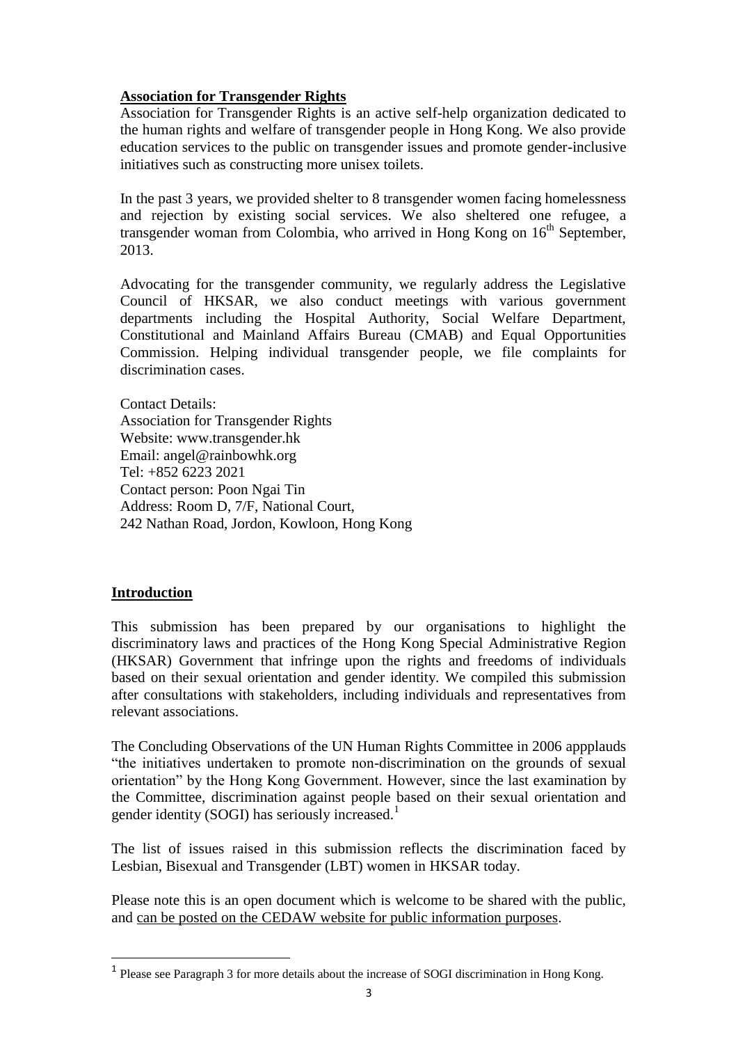**Association for Transgender Rights**

Association for Transgender Rights is an active self-help organization dedicated to the human rights and welfare of transgender people in Hong Kong. We also provide education services to the public on transgender issues and promote gender-inclusive initiatives such as constructing more unisex toilets.

In the past 3 years, we provided shelter to 8 transgender women facing homelessness and rejection by existing social services. We also sheltered one refugee, a transgender woman from Colombia, who arrived in Hong Kong on 16th September, 2013.

Advocating for the transgender community, we regularly address the Legislative Council of HKSAR, we also conduct meetings with various government departments including the Hospital Authority, Social Welfare Department, Constitutional and Mainland Affairs Bureau (CMAB) and Equal Opportunities Commission. Helping individual transgender people, we file complaints for discrimination cases.

Contact Details:
Association for Transgender Rights
Website: www.transgender.hk
Email: angel@rainbowhk.org
Tel: +852 6223 2021
Contact person: Poon Ngai Tin
Address: Room D, 7/F, National Court,
242 Nathan Road, Jordon, Kowloon, Hong Kong

## Introduction

This submission has been prepared by our organisations to highlight the discriminatory laws and practices of the Hong Kong Special Administrative Region (HKSAR) Government that infringe upon the rights and freedoms of individuals based on their sexual orientation and gender identity. We compiled this submission after consultations with stakeholders, including individuals and representatives from relevant associations.

The Concluding Observations of the UN Human Rights Committee in 2006 appplauds "the initiatives undertaken to promote non-discrimination on the grounds of sexual orientation" by the Hong Kong Government. However, since the last examination by the Committee, discrimination against people based on their sexual orientation and gender identity (SOGI) has seriously increased.[1]

The list of issues raised in this submission reflects the discrimination faced by Lesbian, Bisexual and Transgender (LBT) women in HKSAR today.

Please note this is an open document which is welcome to be shared with the public, and can be posted on the CEDAW website for public information purposes.

[1] Please see Paragraph 3 for more details about the increase of SOGI discrimination in Hong Kong.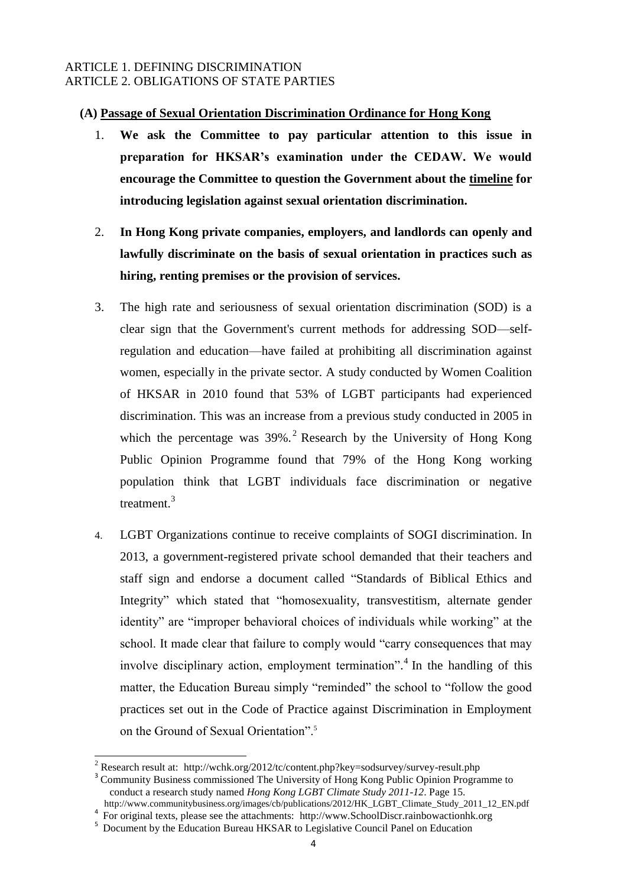ARTICLE 1. DEFINING DISCRIMINATION
ARTICLE 2. OBLIGATIONS OF STATE PARTIES

**(A) Passage of Sexual Orientation Discrimination Ordinance for Hong Kong**

1. **We ask the Committee to pay particular attention to this issue in preparation for HKSAR's examination under the CEDAW. We would encourage the Committee to question the Government about the timeline for introducing legislation against sexual orientation discrimination.**

2. **In Hong Kong private companies, employers, and landlords can openly and lawfully discriminate on the basis of sexual orientation in practices such as hiring, renting premises or the provision of services.**

3. The high rate and seriousness of sexual orientation discrimination (SOD) is a clear sign that the Government's current methods for addressing SOD—self-regulation and education—have failed at prohibiting all discrimination against women, especially in the private sector. A study conducted by Women Coalition of HKSAR in 2010 found that 53% of LGBT participants had experienced discrimination. This was an increase from a previous study conducted in 2005 in which the percentage was 39%.[2] Research by the University of Hong Kong Public Opinion Programme found that 79% of the Hong Kong working population think that LGBT individuals face discrimination or negative treatment.[3]

4. LGBT Organizations continue to receive complaints of SOGI discrimination. In 2013, a government-registered private school demanded that their teachers and staff sign and endorse a document called "Standards of Biblical Ethics and Integrity" which stated that "homosexuality, transvestitism, alternate gender identity" are "improper behavioral choices of individuals while working" at the school. It made clear that failure to comply would "carry consequences that may involve disciplinary action, employment termination".[4] In the handling of this matter, the Education Bureau simply "reminded" the school to "follow the good practices set out in the Code of Practice against Discrimination in Employment on the Ground of Sexual Orientation".[5]

---

[2] Research result at: http://wchk.org/2012/tc/content.php?key=sodsurvey/survey-result.php

[3] Community Business commissioned The University of Hong Kong Public Opinion Programme to conduct a research study named *Hong Kong LGBT Climate Study 2011-12*. Page 15. http://www.communitybusiness.org/images/cb/publications/2012/HK_LGBT_Climate_Study_2011_12_EN.pdf

[4] For original texts, please see the attachments: http://www.SchoolDiscr.rainbowactionhk.org

[5] Document by the Education Bureau HKSAR to Legislative Council Panel on Education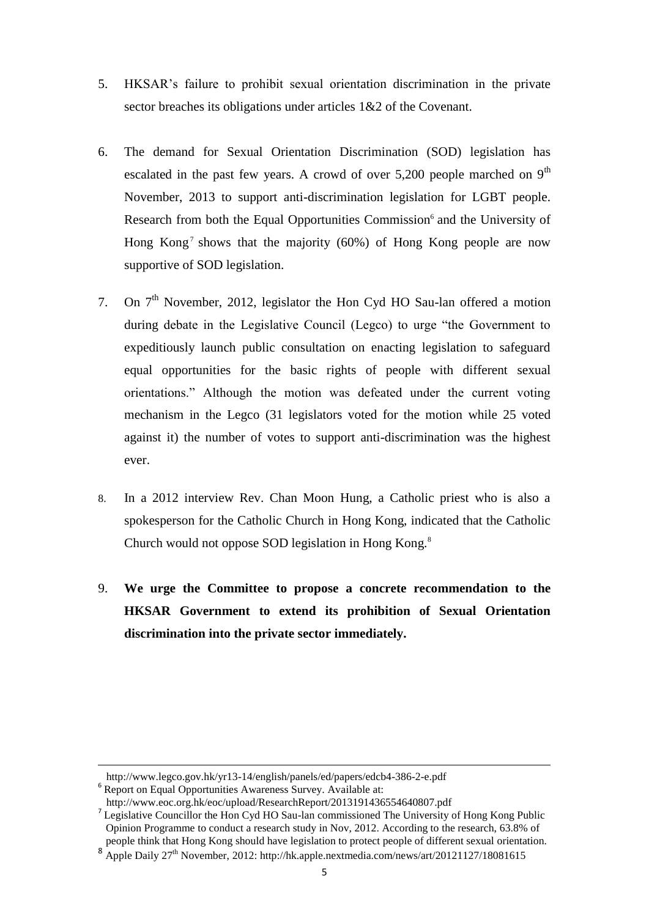5. HKSAR's failure to prohibit sexual orientation discrimination in the private sector breaches its obligations under articles 1&2 of the Covenant.

6. The demand for Sexual Orientation Discrimination (SOD) legislation has escalated in the past few years. A crowd of over 5,200 people marched on 9th November, 2013 to support anti-discrimination legislation for LGBT people. Research from both the Equal Opportunities Commission[6] and the University of Hong Kong[7] shows that the majority (60%) of Hong Kong people are now supportive of SOD legislation.

7. On 7th November, 2012, legislator the Hon Cyd HO Sau-lan offered a motion during debate in the Legislative Council (Legco) to urge "the Government to expeditiously launch public consultation on enacting legislation to safeguard equal opportunities for the basic rights of people with different sexual orientations." Although the motion was defeated under the current voting mechanism in the Legco (31 legislators voted for the motion while 25 voted against it) the number of votes to support anti-discrimination was the highest ever.

8. In a 2012 interview Rev. Chan Moon Hung, a Catholic priest who is also a spokesperson for the Catholic Church in Hong Kong, indicated that the Catholic Church would not oppose SOD legislation in Hong Kong.[8]

9. **We urge the Committee to propose a concrete recommendation to the HKSAR Government to extend its prohibition of Sexual Orientation discrimination into the private sector immediately.**

---

http://www.legco.gov.hk/yr13-14/english/panels/ed/papers/edcb4-386-2-e.pdf

[6] Report on Equal Opportunities Awareness Survey. Available at: http://www.eoc.org.hk/eoc/upload/ResearchReport/2013191436554640807.pdf

[7] Legislative Councillor the Hon Cyd HO Sau-lan commissioned The University of Hong Kong Public Opinion Programme to conduct a research study in Nov, 2012. According to the research, 63.8% of people think that Hong Kong should have legislation to protect people of different sexual orientation.

[8] Apple Daily 27th November, 2012: http://hk.apple.nextmedia.com/news/art/20121127/18081615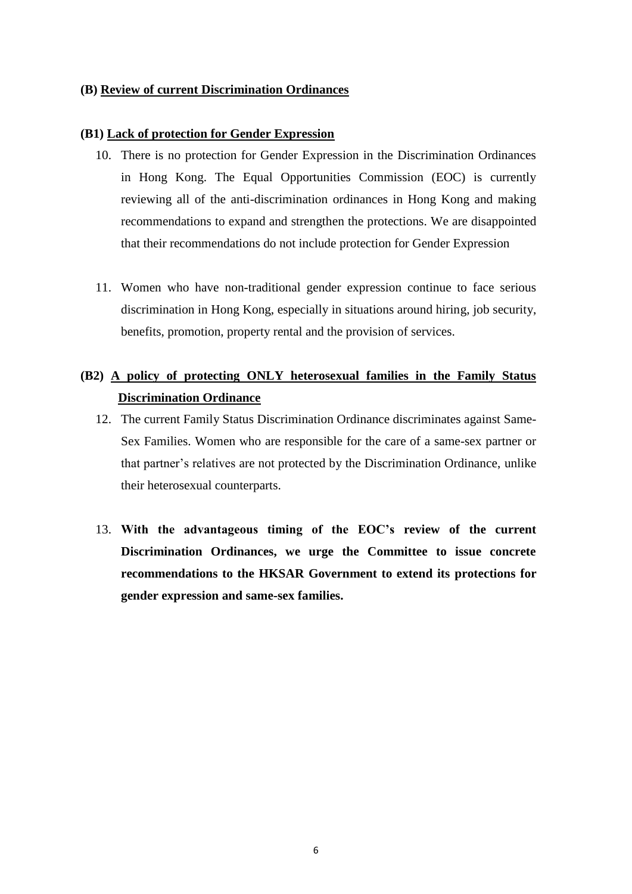### (B) Review of current Discrimination Ordinances

### (B1) Lack of protection for Gender Expression

10. There is no protection for Gender Expression in the Discrimination Ordinances in Hong Kong. The Equal Opportunities Commission (EOC) is currently reviewing all of the anti-discrimination ordinances in Hong Kong and making recommendations to expand and strengthen the protections. We are disappointed that their recommendations do not include protection for Gender Expression

11. Women who have non-traditional gender expression continue to face serious discrimination in Hong Kong, especially in situations around hiring, job security, benefits, promotion, property rental and the provision of services.

### (B2) A policy of protecting ONLY heterosexual families in the Family Status Discrimination Ordinance

12. The current Family Status Discrimination Ordinance discriminates against Same-Sex Families. Women who are responsible for the care of a same-sex partner or that partner's relatives are not protected by the Discrimination Ordinance, unlike their heterosexual counterparts.

13. **With the advantageous timing of the EOC's review of the current Discrimination Ordinances, we urge the Committee to issue concrete recommendations to the HKSAR Government to extend its protections for gender expression and same-sex families.**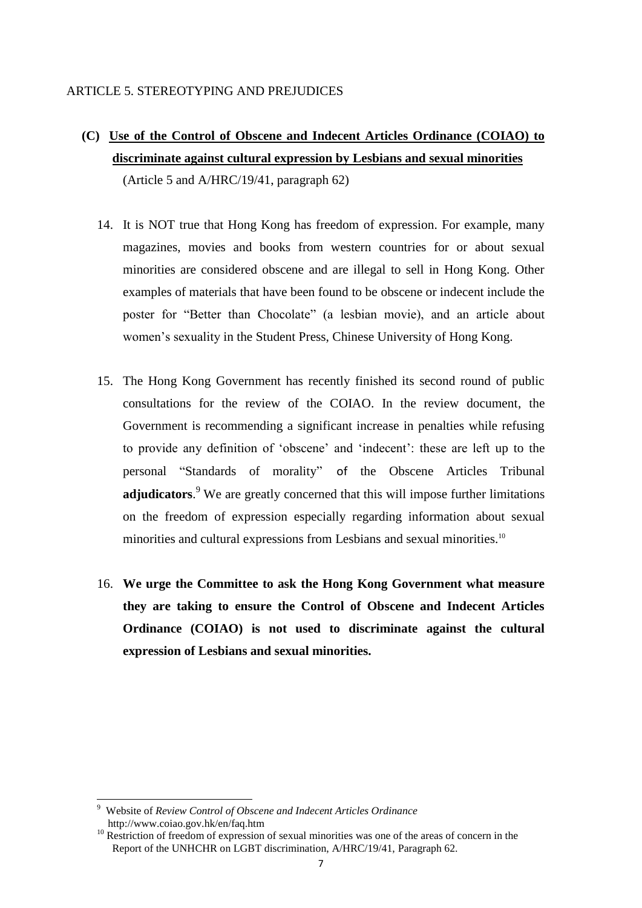ARTICLE 5. STEREOTYPING AND PREJUDICES

## (C) Use of the Control of Obscene and Indecent Articles Ordinance (COIAO) to discriminate against cultural expression by Lesbians and sexual minorities

(Article 5 and A/HRC/19/41, paragraph 62)

14. It is NOT true that Hong Kong has freedom of expression. For example, many magazines, movies and books from western countries for or about sexual minorities are considered obscene and are illegal to sell in Hong Kong. Other examples of materials that have been found to be obscene or indecent include the poster for "Better than Chocolate" (a lesbian movie), and an article about women's sexuality in the Student Press, Chinese University of Hong Kong.

15. The Hong Kong Government has recently finished its second round of public consultations for the review of the COIAO. In the review document, the Government is recommending a significant increase in penalties while refusing to provide any definition of 'obscene' and 'indecent': these are left up to the personal "Standards of morality" of the Obscene Articles Tribunal **adjudicators**.[9] We are greatly concerned that this will impose further limitations on the freedom of expression especially regarding information about sexual minorities and cultural expressions from Lesbians and sexual minorities.[10]

16. **We urge the Committee to ask the Hong Kong Government what measure they are taking to ensure the Control of Obscene and Indecent Articles Ordinance (COIAO) is not used to discriminate against the cultural expression of Lesbians and sexual minorities.**

---

[9] Website of *Review Control of Obscene and Indecent Articles Ordinance* http://www.coiao.gov.hk/en/faq.htm

[10] Restriction of freedom of expression of sexual minorities was one of the areas of concern in the Report of the UNHCHR on LGBT discrimination, A/HRC/19/41, Paragraph 62.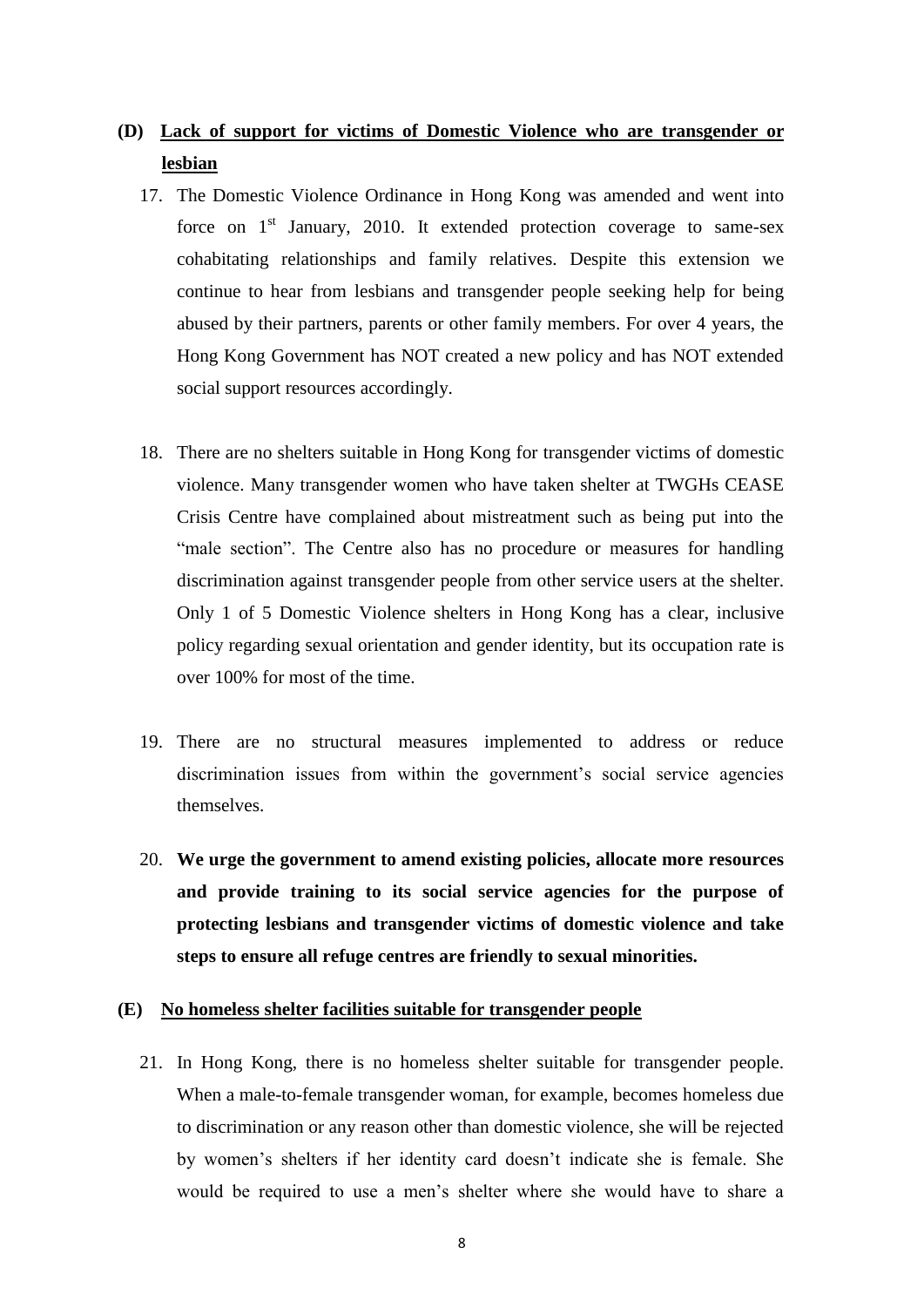## (D) Lack of support for victims of Domestic Violence who are transgender or lesbian

17. The Domestic Violence Ordinance in Hong Kong was amended and went into force on 1st January, 2010. It extended protection coverage to same-sex cohabitating relationships and family relatives. Despite this extension we continue to hear from lesbians and transgender people seeking help for being abused by their partners, parents or other family members. For over 4 years, the Hong Kong Government has NOT created a new policy and has NOT extended social support resources accordingly.

18. There are no shelters suitable in Hong Kong for transgender victims of domestic violence. Many transgender women who have taken shelter at TWGHs CEASE Crisis Centre have complained about mistreatment such as being put into the "male section". The Centre also has no procedure or measures for handling discrimination against transgender people from other service users at the shelter. Only 1 of 5 Domestic Violence shelters in Hong Kong has a clear, inclusive policy regarding sexual orientation and gender identity, but its occupation rate is over 100% for most of the time.

19. There are no structural measures implemented to address or reduce discrimination issues from within the government's social service agencies themselves.

20. **We urge the government to amend existing policies, allocate more resources and provide training to its social service agencies for the purpose of protecting lesbians and transgender victims of domestic violence and take steps to ensure all refuge centres are friendly to sexual minorities.**

## (E) No homeless shelter facilities suitable for transgender people

21. In Hong Kong, there is no homeless shelter suitable for transgender people. When a male-to-female transgender woman, for example, becomes homeless due to discrimination or any reason other than domestic violence, she will be rejected by women's shelters if her identity card doesn't indicate she is female. She would be required to use a men's shelter where she would have to share a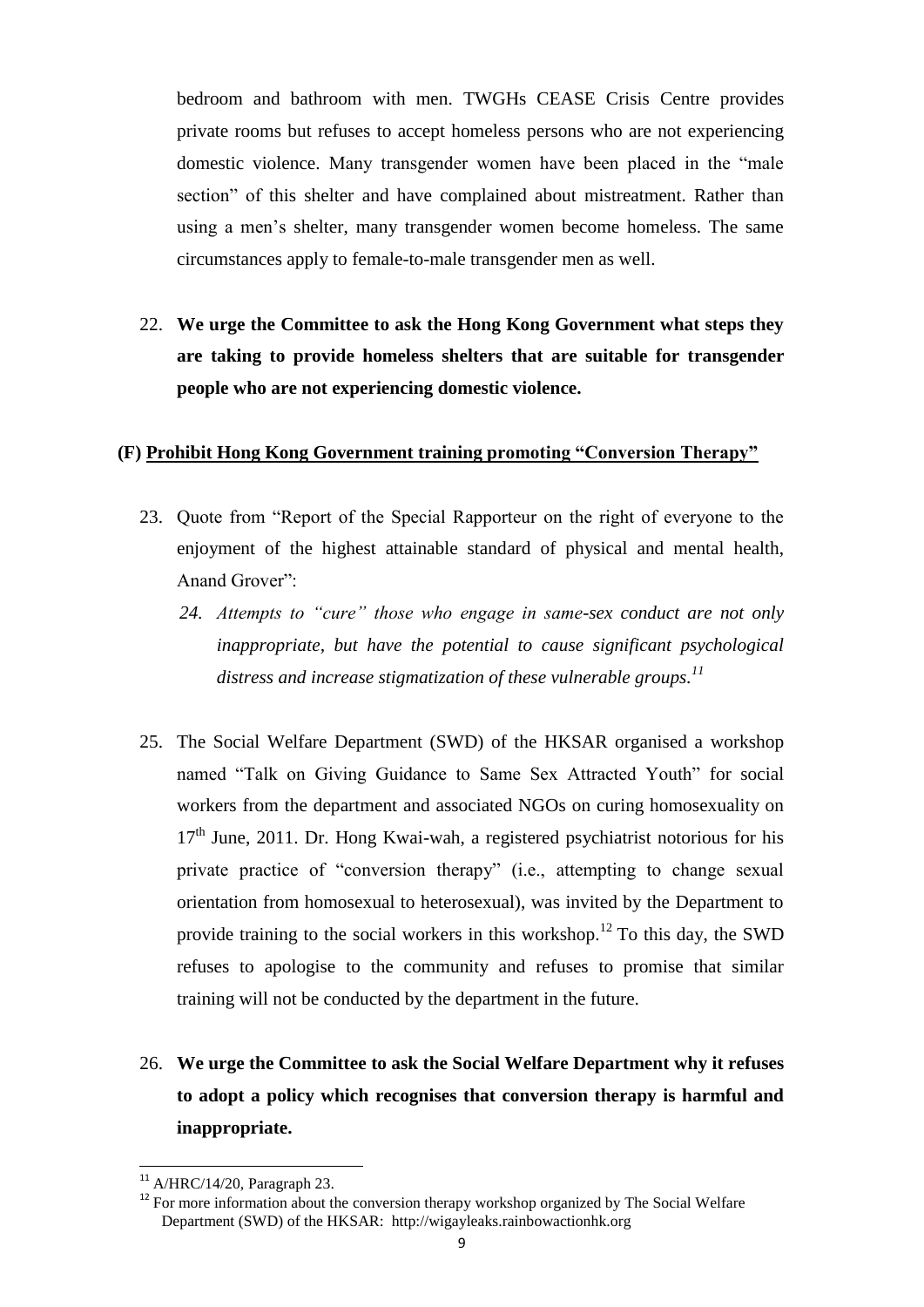bedroom and bathroom with men. TWGHs CEASE Crisis Centre provides private rooms but refuses to accept homeless persons who are not experiencing domestic violence. Many transgender women have been placed in the "male section" of this shelter and have complained about mistreatment. Rather than using a men's shelter, many transgender women become homeless. The same circumstances apply to female-to-male transgender men as well.

22. **We urge the Committee to ask the Hong Kong Government what steps they are taking to provide homeless shelters that are suitable for transgender people who are not experiencing domestic violence.**

### (F) Prohibit Hong Kong Government training promoting "Conversion Therapy"

23. Quote from "Report of the Special Rapporteur on the right of everyone to the enjoyment of the highest attainable standard of physical and mental health, Anand Grover":

    *24. Attempts to "cure" those who engage in same-sex conduct are not only inappropriate, but have the potential to cause significant psychological distress and increase stigmatization of these vulnerable groups.*[11]

25. The Social Welfare Department (SWD) of the HKSAR organised a workshop named "Talk on Giving Guidance to Same Sex Attracted Youth" for social workers from the department and associated NGOs on curing homosexuality on 17th June, 2011. Dr. Hong Kwai-wah, a registered psychiatrist notorious for his private practice of "conversion therapy" (i.e., attempting to change sexual orientation from homosexual to heterosexual), was invited by the Department to provide training to the social workers in this workshop.[12] To this day, the SWD refuses to apologise to the community and refuses to promise that similar training will not be conducted by the department in the future.

26. **We urge the Committee to ask the Social Welfare Department why it refuses to adopt a policy which recognises that conversion therapy is harmful and inappropriate.**

---

[11] A/HRC/14/20, Paragraph 23.

[12] For more information about the conversion therapy workshop organized by The Social Welfare Department (SWD) of the HKSAR: http://wigayleaks.rainbowactionhk.org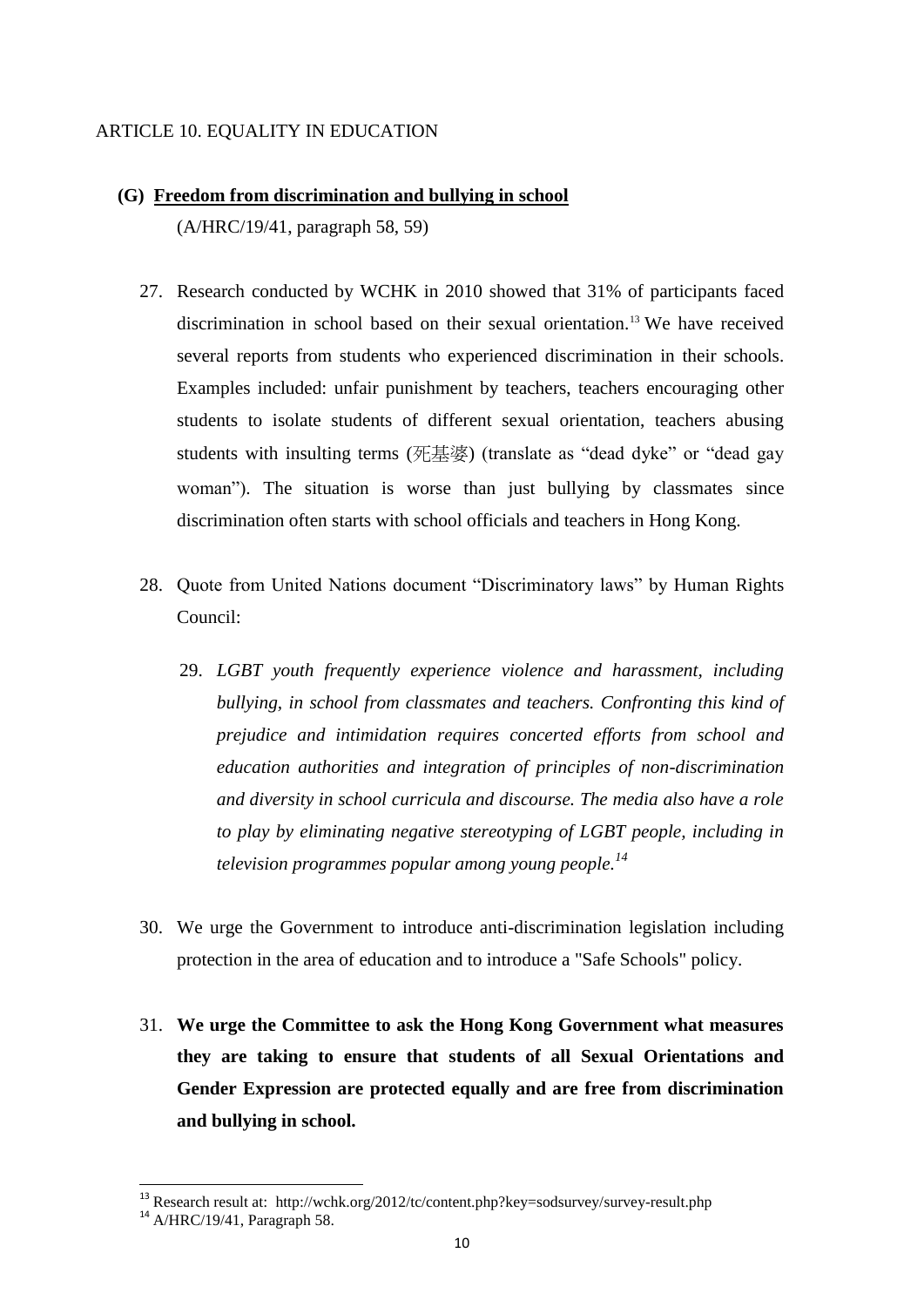## ARTICLE 10. EQUALITY IN EDUCATION

### (G) Freedom from discrimination and bullying in school

(A/HRC/19/41, paragraph 58, 59)

27. Research conducted by WCHK in 2010 showed that 31% of participants faced discrimination in school based on their sexual orientation.[13] We have received several reports from students who experienced discrimination in their schools. Examples included: unfair punishment by teachers, teachers encouraging other students to isolate students of different sexual orientation, teachers abusing students with insulting terms (死基婆) (translate as "dead dyke" or "dead gay woman"). The situation is worse than just bullying by classmates since discrimination often starts with school officials and teachers in Hong Kong.

28. Quote from United Nations document "Discriminatory laws" by Human Rights Council:

    29. *LGBT youth frequently experience violence and harassment, including bullying, in school from classmates and teachers. Confronting this kind of prejudice and intimidation requires concerted efforts from school and education authorities and integration of principles of non-discrimination and diversity in school curricula and discourse. The media also have a role to play by eliminating negative stereotyping of LGBT people, including in television programmes popular among young people.*[14]

30. We urge the Government to introduce anti-discrimination legislation including protection in the area of education and to introduce a "Safe Schools" policy.

31. **We urge the Committee to ask the Hong Kong Government what measures they are taking to ensure that students of all Sexual Orientations and Gender Expression are protected equally and are free from discrimination and bullying in school.**

---

[13] Research result at: http://wchk.org/2012/tc/content.php?key=sodsurvey/survey-result.php

[14] A/HRC/19/41, Paragraph 58.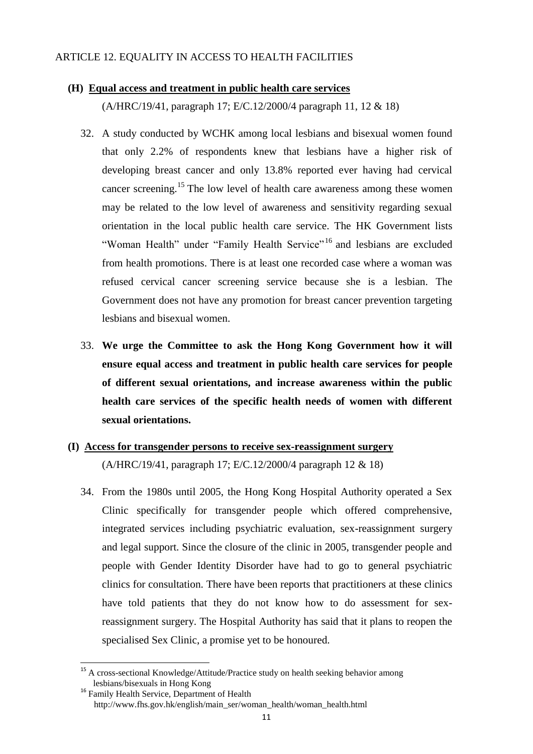## ARTICLE 12. EQUALITY IN ACCESS TO HEALTH FACILITIES

### (H) Equal access and treatment in public health care services

(A/HRC/19/41, paragraph 17; E/C.12/2000/4 paragraph 11, 12 & 18)

32. A study conducted by WCHK among local lesbians and bisexual women found that only 2.2% of respondents knew that lesbians have a higher risk of developing breast cancer and only 13.8% reported ever having had cervical cancer screening.[15] The low level of health care awareness among these women may be related to the low level of awareness and sensitivity regarding sexual orientation in the local public health care service. The HK Government lists "Woman Health" under "Family Health Service"[16] and lesbians are excluded from health promotions. There is at least one recorded case where a woman was refused cervical cancer screening service because she is a lesbian. The Government does not have any promotion for breast cancer prevention targeting lesbians and bisexual women.

33. **We urge the Committee to ask the Hong Kong Government how it will ensure equal access and treatment in public health care services for people of different sexual orientations, and increase awareness within the public health care services of the specific health needs of women with different sexual orientations.**

### (I) Access for transgender persons to receive sex-reassignment surgery

(A/HRC/19/41, paragraph 17; E/C.12/2000/4 paragraph 12 & 18)

34. From the 1980s until 2005, the Hong Kong Hospital Authority operated a Sex Clinic specifically for transgender people which offered comprehensive, integrated services including psychiatric evaluation, sex-reassignment surgery and legal support. Since the closure of the clinic in 2005, transgender people and people with Gender Identity Disorder have had to go to general psychiatric clinics for consultation. There have been reports that practitioners at these clinics have told patients that they do not know how to do assessment for sex-reassignment surgery. The Hospital Authority has said that it plans to reopen the specialised Sex Clinic, a promise yet to be honoured.

---

[15] A cross-sectional Knowledge/Attitude/Practice study on health seeking behavior among lesbians/bisexuals in Hong Kong

[16] Family Health Service, Department of Health http://www.fhs.gov.hk/english/main_ser/woman_health/woman_health.html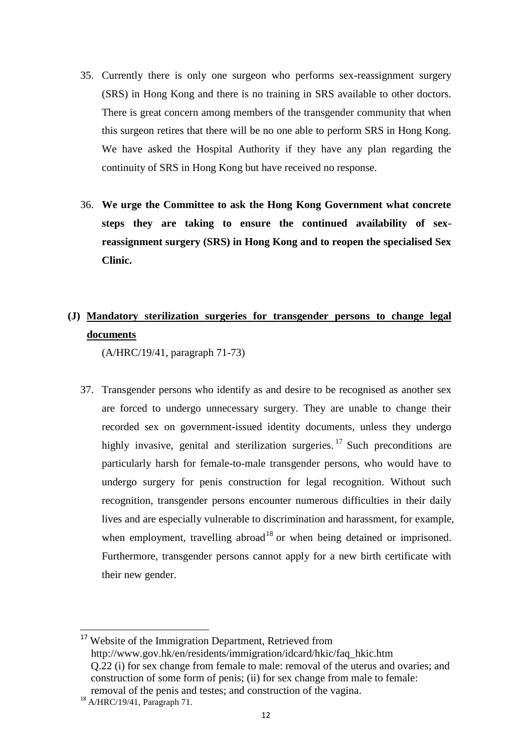35. Currently there is only one surgeon who performs sex-reassignment surgery (SRS) in Hong Kong and there is no training in SRS available to other doctors. There is great concern among members of the transgender community that when this surgeon retires that there will be no one able to perform SRS in Hong Kong. We have asked the Hospital Authority if they have any plan regarding the continuity of SRS in Hong Kong but have received no response.

36. **We urge the Committee to ask the Hong Kong Government what concrete steps they are taking to ensure the continued availability of sex-reassignment surgery (SRS) in Hong Kong and to reopen the specialised Sex Clinic.**

## (J) <u>Mandatory sterilization surgeries for transgender persons to change legal documents</u>

(A/HRC/19/41, paragraph 71-73)

37. Transgender persons who identify as and desire to be recognised as another sex are forced to undergo unnecessary surgery. They are unable to change their recorded sex on government-issued identity documents, unless they undergo highly invasive, genital and sterilization surgeries.[17] Such preconditions are particularly harsh for female-to-male transgender persons, who would have to undergo surgery for penis construction for legal recognition. Without such recognition, transgender persons encounter numerous difficulties in their daily lives and are especially vulnerable to discrimination and harassment, for example, when employment, travelling abroad[18] or when being detained or imprisoned. Furthermore, transgender persons cannot apply for a new birth certificate with their new gender.

---

[17] Website of the Immigration Department, Retrieved from http://www.gov.hk/en/residents/immigration/idcard/hkic/faq_hkic.htm Q.22 (i) for sex change from female to male: removal of the uterus and ovaries; and construction of some form of penis; (ii) for sex change from male to female: removal of the penis and testes; and construction of the vagina.

[18] A/HRC/19/41, Paragraph 71.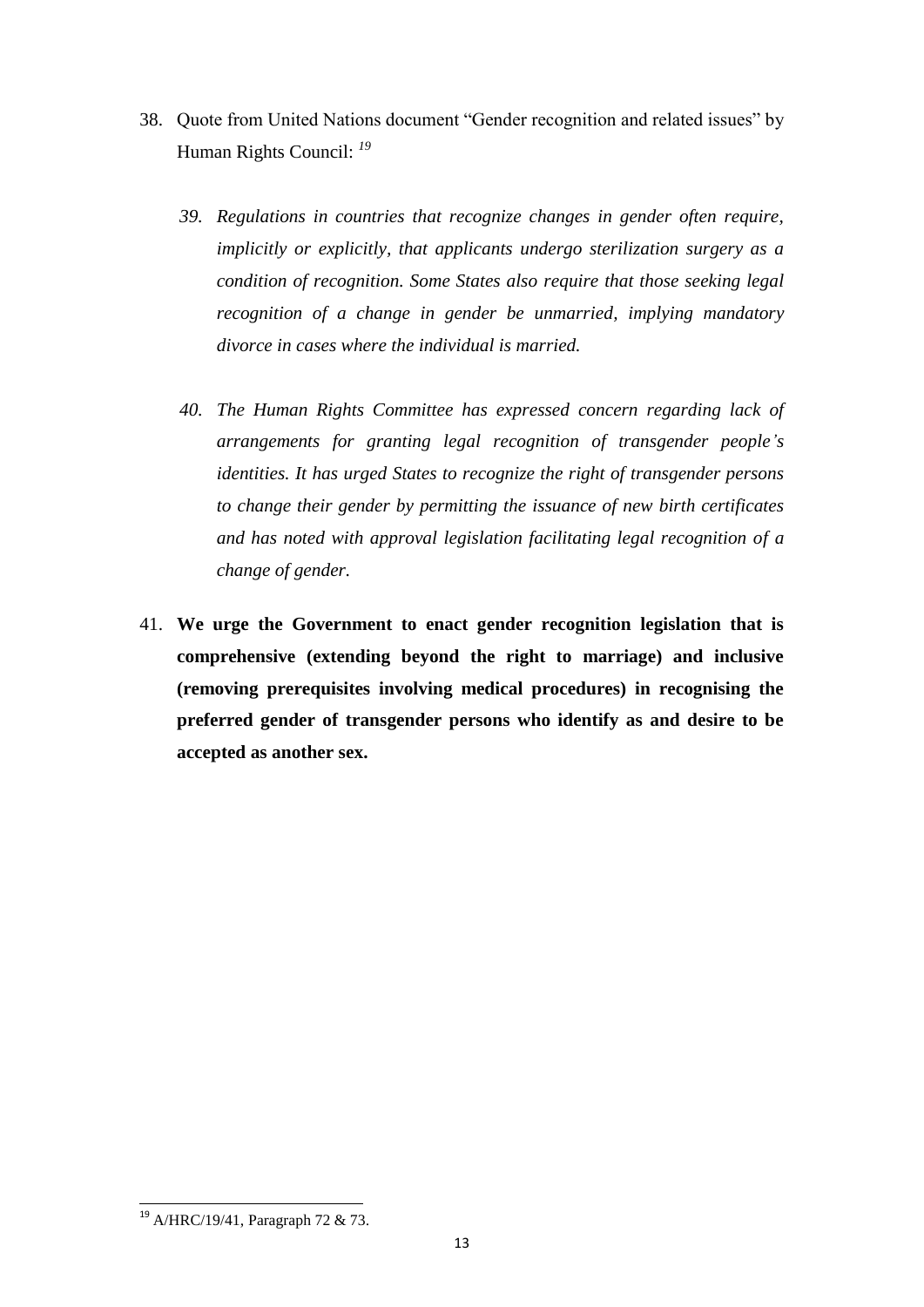38. Quote from United Nations document "Gender recognition and related issues" by Human Rights Council: [19]

    *39. Regulations in countries that recognize changes in gender often require, implicitly or explicitly, that applicants undergo sterilization surgery as a condition of recognition. Some States also require that those seeking legal recognition of a change in gender be unmarried, implying mandatory divorce in cases where the individual is married.*

    *40. The Human Rights Committee has expressed concern regarding lack of arrangements for granting legal recognition of transgender people's identities. It has urged States to recognize the right of transgender persons to change their gender by permitting the issuance of new birth certificates and has noted with approval legislation facilitating legal recognition of a change of gender.*

41. **We urge the Government to enact gender recognition legislation that is comprehensive (extending beyond the right to marriage) and inclusive (removing prerequisites involving medical procedures) in recognising the preferred gender of transgender persons who identify as and desire to be accepted as another sex.**

---

[19] A/HRC/19/41, Paragraph 72 & 73.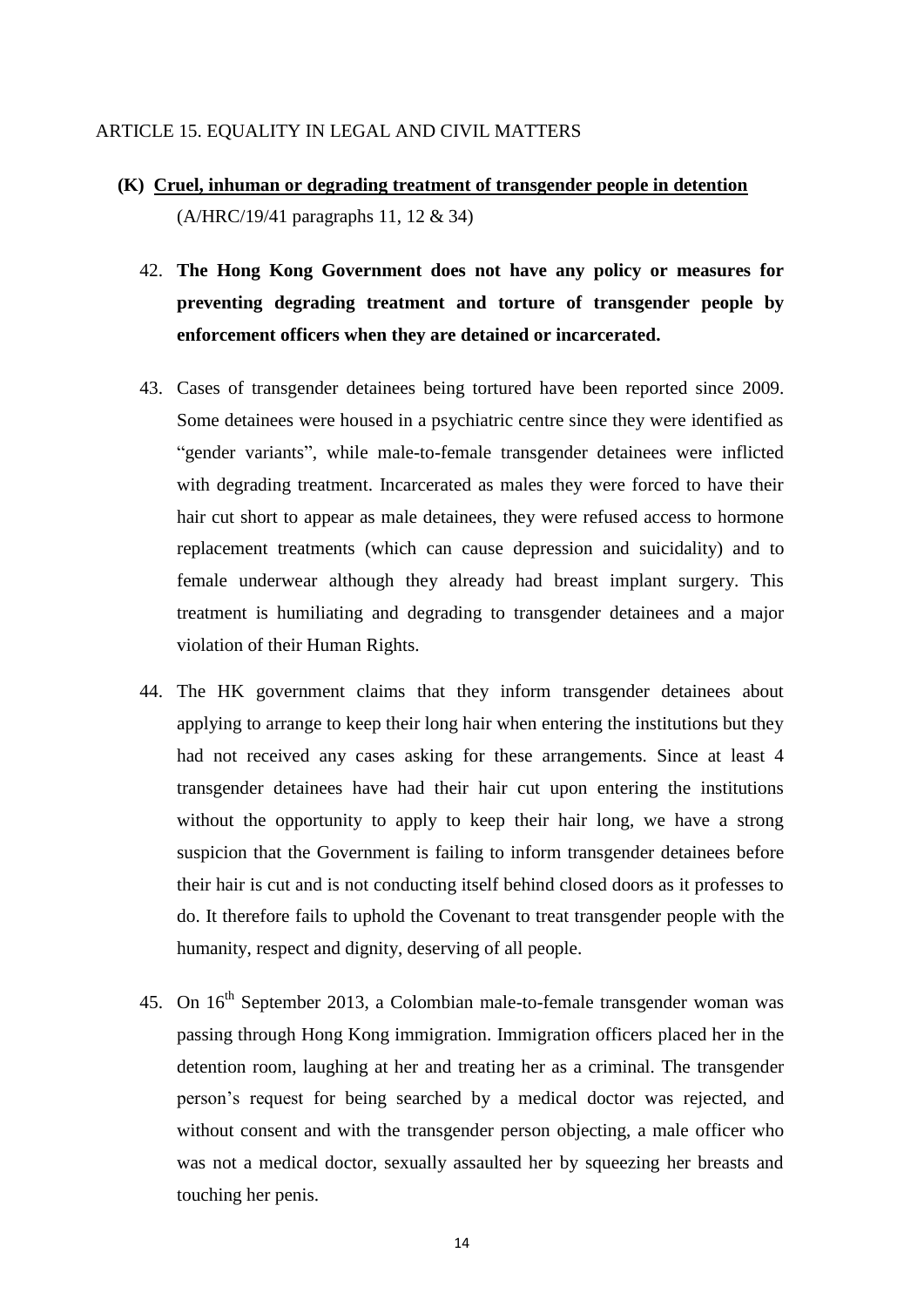ARTICLE 15. EQUALITY IN LEGAL AND CIVIL MATTERS

## (K) Cruel, inhuman or degrading treatment of transgender people in detention

(A/HRC/19/41 paragraphs 11, 12 & 34)

42. **The Hong Kong Government does not have any policy or measures for preventing degrading treatment and torture of transgender people by enforcement officers when they are detained or incarcerated.**

43. Cases of transgender detainees being tortured have been reported since 2009. Some detainees were housed in a psychiatric centre since they were identified as "gender variants", while male-to-female transgender detainees were inflicted with degrading treatment. Incarcerated as males they were forced to have their hair cut short to appear as male detainees, they were refused access to hormone replacement treatments (which can cause depression and suicidality) and to female underwear although they already had breast implant surgery. This treatment is humiliating and degrading to transgender detainees and a major violation of their Human Rights.

44. The HK government claims that they inform transgender detainees about applying to arrange to keep their long hair when entering the institutions but they had not received any cases asking for these arrangements. Since at least 4 transgender detainees have had their hair cut upon entering the institutions without the opportunity to apply to keep their hair long, we have a strong suspicion that the Government is failing to inform transgender detainees before their hair is cut and is not conducting itself behind closed doors as it professes to do. It therefore fails to uphold the Covenant to treat transgender people with the humanity, respect and dignity, deserving of all people.

45. On 16th September 2013, a Colombian male-to-female transgender woman was passing through Hong Kong immigration. Immigration officers placed her in the detention room, laughing at her and treating her as a criminal. The transgender person's request for being searched by a medical doctor was rejected, and without consent and with the transgender person objecting, a male officer who was not a medical doctor, sexually assaulted her by squeezing her breasts and touching her penis.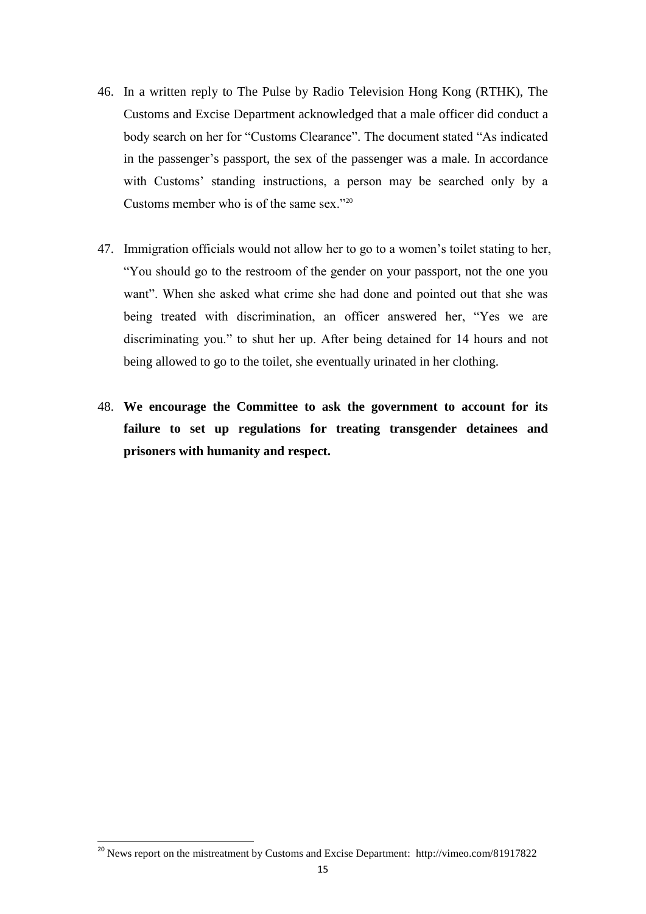46. In a written reply to The Pulse by Radio Television Hong Kong (RTHK), The Customs and Excise Department acknowledged that a male officer did conduct a body search on her for "Customs Clearance". The document stated "As indicated in the passenger's passport, the sex of the passenger was a male. In accordance with Customs' standing instructions, a person may be searched only by a Customs member who is of the same sex."[20]

47. Immigration officials would not allow her to go to a women's toilet stating to her, "You should go to the restroom of the gender on your passport, not the one you want". When she asked what crime she had done and pointed out that she was being treated with discrimination, an officer answered her, "Yes we are discriminating you." to shut her up. After being detained for 14 hours and not being allowed to go to the toilet, she eventually urinated in her clothing.

48. **We encourage the Committee to ask the government to account for its failure to set up regulations for treating transgender detainees and prisoners with humanity and respect.**

[20] News report on the mistreatment by Customs and Excise Department: http://vimeo.com/81917822